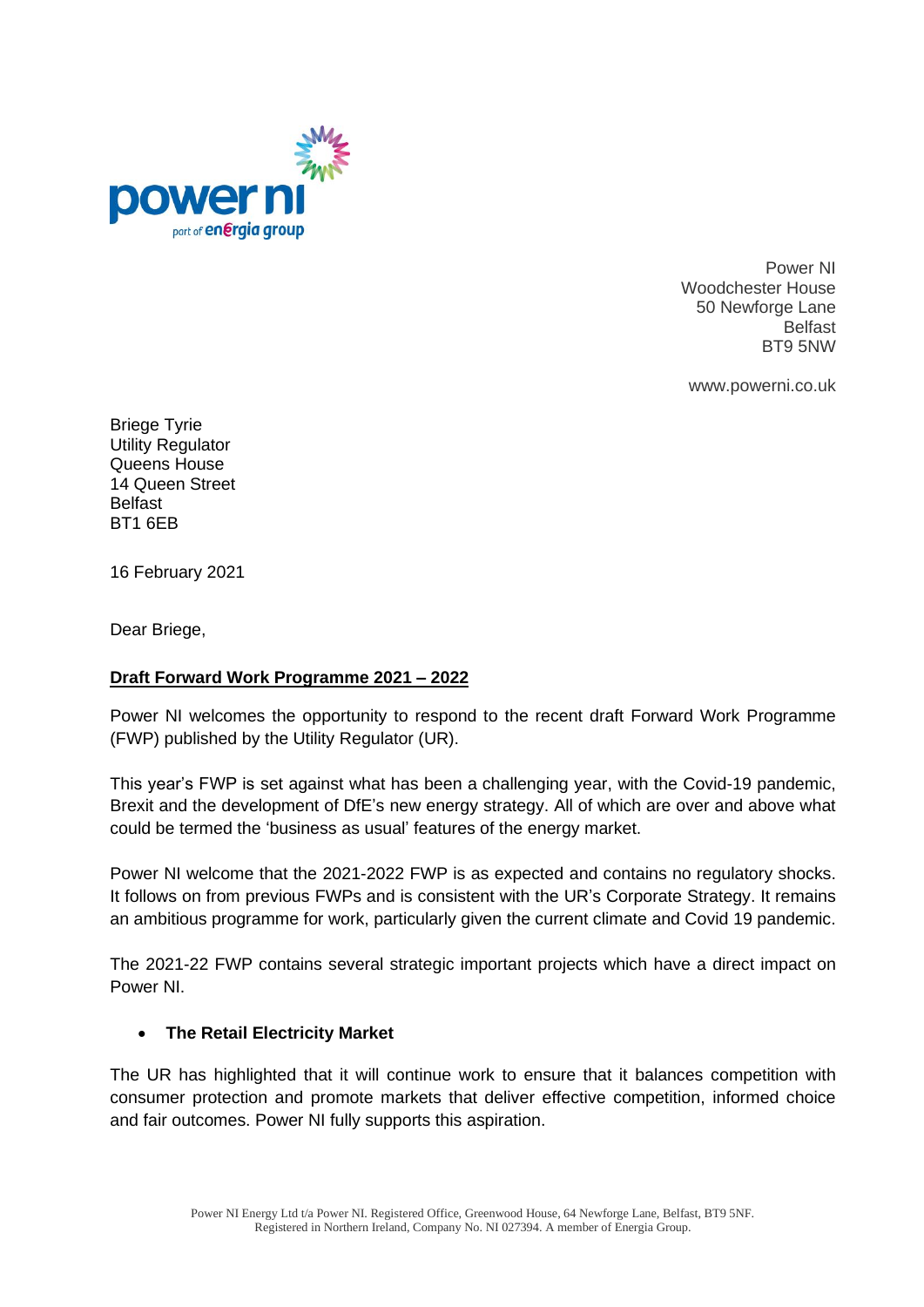Power NI
Woodchester House
50 Newforge Lane
Belfast
BT9 5NW

www.powerni.co.uk

Briege Tyrie
Utility Regulator
Queens House
14 Queen Street
Belfast
BT1 6EB

16 February 2021

Dear Briege,

**Draft Forward Work Programme 2021 – 2022**

Power NI welcomes the opportunity to respond to the recent draft Forward Work Programme (FWP) published by the Utility Regulator (UR).

This year's FWP is set against what has been a challenging year, with the Covid-19 pandemic, Brexit and the development of DfE's new energy strategy. All of which are over and above what could be termed the 'business as usual' features of the energy market.

Power NI welcome that the 2021-2022 FWP is as expected and contains no regulatory shocks. It follows on from previous FWPs and is consistent with the UR's Corporate Strategy. It remains an ambitious programme for work, particularly given the current climate and Covid 19 pandemic.

The 2021-22 FWP contains several strategic important projects which have a direct impact on Power NI.

- **The Retail Electricity Market**

The UR has highlighted that it will continue work to ensure that it balances competition with consumer protection and promote markets that deliver effective competition, informed choice and fair outcomes. Power NI fully supports this aspiration.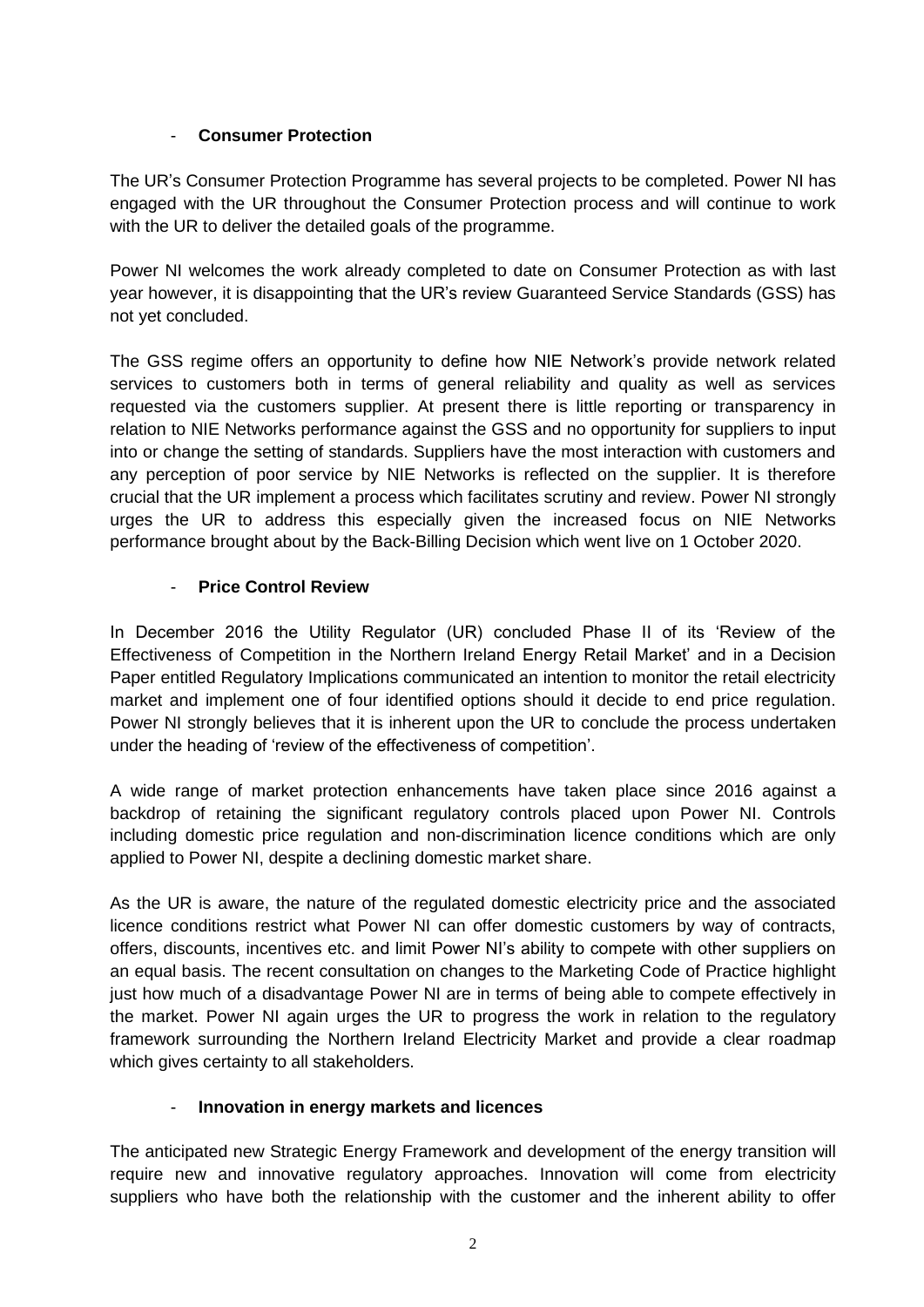- **Consumer Protection**

The UR's Consumer Protection Programme has several projects to be completed. Power NI has engaged with the UR throughout the Consumer Protection process and will continue to work with the UR to deliver the detailed goals of the programme.

Power NI welcomes the work already completed to date on Consumer Protection as with last year however, it is disappointing that the UR's review Guaranteed Service Standards (GSS) has not yet concluded.

The GSS regime offers an opportunity to define how NIE Network's provide network related services to customers both in terms of general reliability and quality as well as services requested via the customers supplier. At present there is little reporting or transparency in relation to NIE Networks performance against the GSS and no opportunity for suppliers to input into or change the setting of standards. Suppliers have the most interaction with customers and any perception of poor service by NIE Networks is reflected on the supplier. It is therefore crucial that the UR implement a process which facilitates scrutiny and review. Power NI strongly urges the UR to address this especially given the increased focus on NIE Networks performance brought about by the Back-Billing Decision which went live on 1 October 2020.

- **Price Control Review**

In December 2016 the Utility Regulator (UR) concluded Phase II of its 'Review of the Effectiveness of Competition in the Northern Ireland Energy Retail Market' and in a Decision Paper entitled Regulatory Implications communicated an intention to monitor the retail electricity market and implement one of four identified options should it decide to end price regulation. Power NI strongly believes that it is inherent upon the UR to conclude the process undertaken under the heading of 'review of the effectiveness of competition'.

A wide range of market protection enhancements have taken place since 2016 against a backdrop of retaining the significant regulatory controls placed upon Power NI. Controls including domestic price regulation and non-discrimination licence conditions which are only applied to Power NI, despite a declining domestic market share.

As the UR is aware, the nature of the regulated domestic electricity price and the associated licence conditions restrict what Power NI can offer domestic customers by way of contracts, offers, discounts, incentives etc. and limit Power NI's ability to compete with other suppliers on an equal basis. The recent consultation on changes to the Marketing Code of Practice highlight just how much of a disadvantage Power NI are in terms of being able to compete effectively in the market. Power NI again urges the UR to progress the work in relation to the regulatory framework surrounding the Northern Ireland Electricity Market and provide a clear roadmap which gives certainty to all stakeholders.

- **Innovation in energy markets and licences**

The anticipated new Strategic Energy Framework and development of the energy transition will require new and innovative regulatory approaches. Innovation will come from electricity suppliers who have both the relationship with the customer and the inherent ability to offer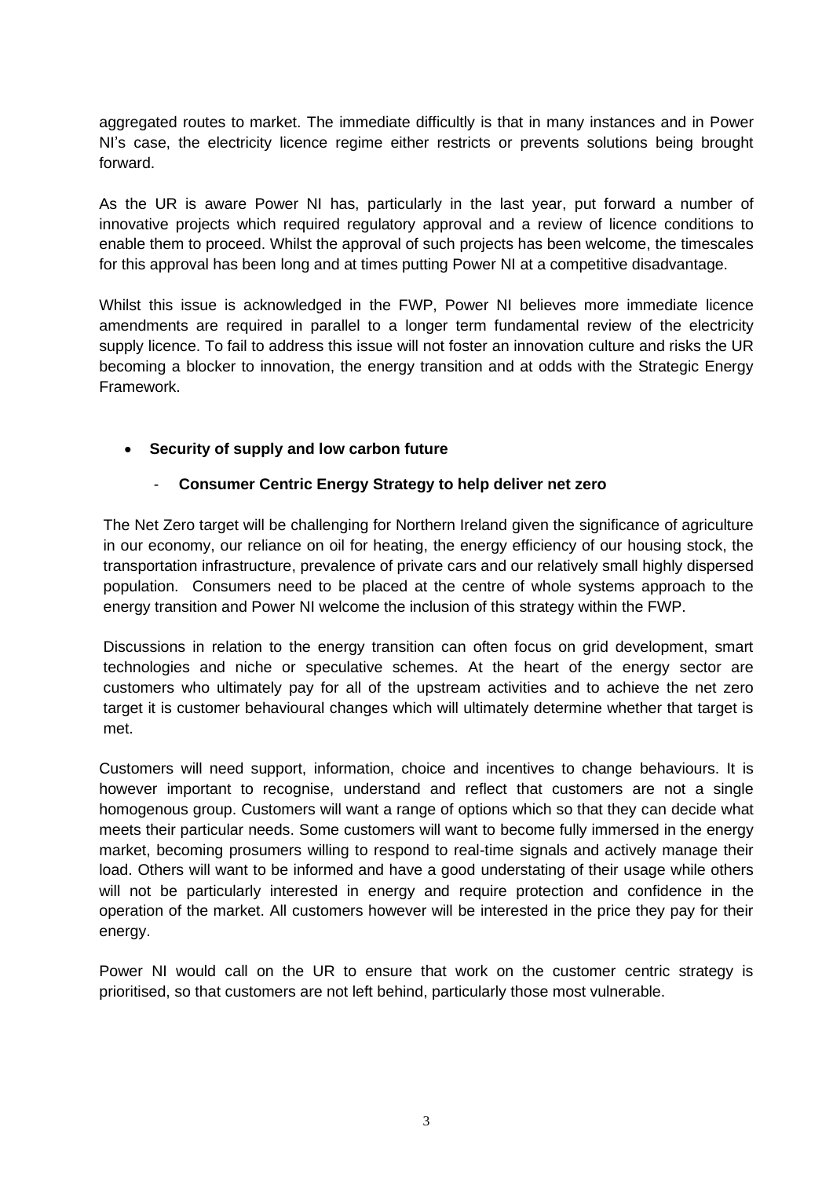aggregated routes to market. The immediate difficultly is that in many instances and in Power NI's case, the electricity licence regime either restricts or prevents solutions being brought forward.

As the UR is aware Power NI has, particularly in the last year, put forward a number of innovative projects which required regulatory approval and a review of licence conditions to enable them to proceed. Whilst the approval of such projects has been welcome, the timescales for this approval has been long and at times putting Power NI at a competitive disadvantage.

Whilst this issue is acknowledged in the FWP, Power NI believes more immediate licence amendments are required in parallel to a longer term fundamental review of the electricity supply licence. To fail to address this issue will not foster an innovation culture and risks the UR becoming a blocker to innovation, the energy transition and at odds with the Strategic Energy Framework.

- **Security of supply and low carbon future**
  - **Consumer Centric Energy Strategy to help deliver net zero**

The Net Zero target will be challenging for Northern Ireland given the significance of agriculture in our economy, our reliance on oil for heating, the energy efficiency of our housing stock, the transportation infrastructure, prevalence of private cars and our relatively small highly dispersed population. Consumers need to be placed at the centre of whole systems approach to the energy transition and Power NI welcome the inclusion of this strategy within the FWP.

Discussions in relation to the energy transition can often focus on grid development, smart technologies and niche or speculative schemes. At the heart of the energy sector are customers who ultimately pay for all of the upstream activities and to achieve the net zero target it is customer behavioural changes which will ultimately determine whether that target is met.

Customers will need support, information, choice and incentives to change behaviours. It is however important to recognise, understand and reflect that customers are not a single homogenous group. Customers will want a range of options which so that they can decide what meets their particular needs. Some customers will want to become fully immersed in the energy market, becoming prosumers willing to respond to real-time signals and actively manage their load. Others will want to be informed and have a good understating of their usage while others will not be particularly interested in energy and require protection and confidence in the operation of the market. All customers however will be interested in the price they pay for their energy.

Power NI would call on the UR to ensure that work on the customer centric strategy is prioritised, so that customers are not left behind, particularly those most vulnerable.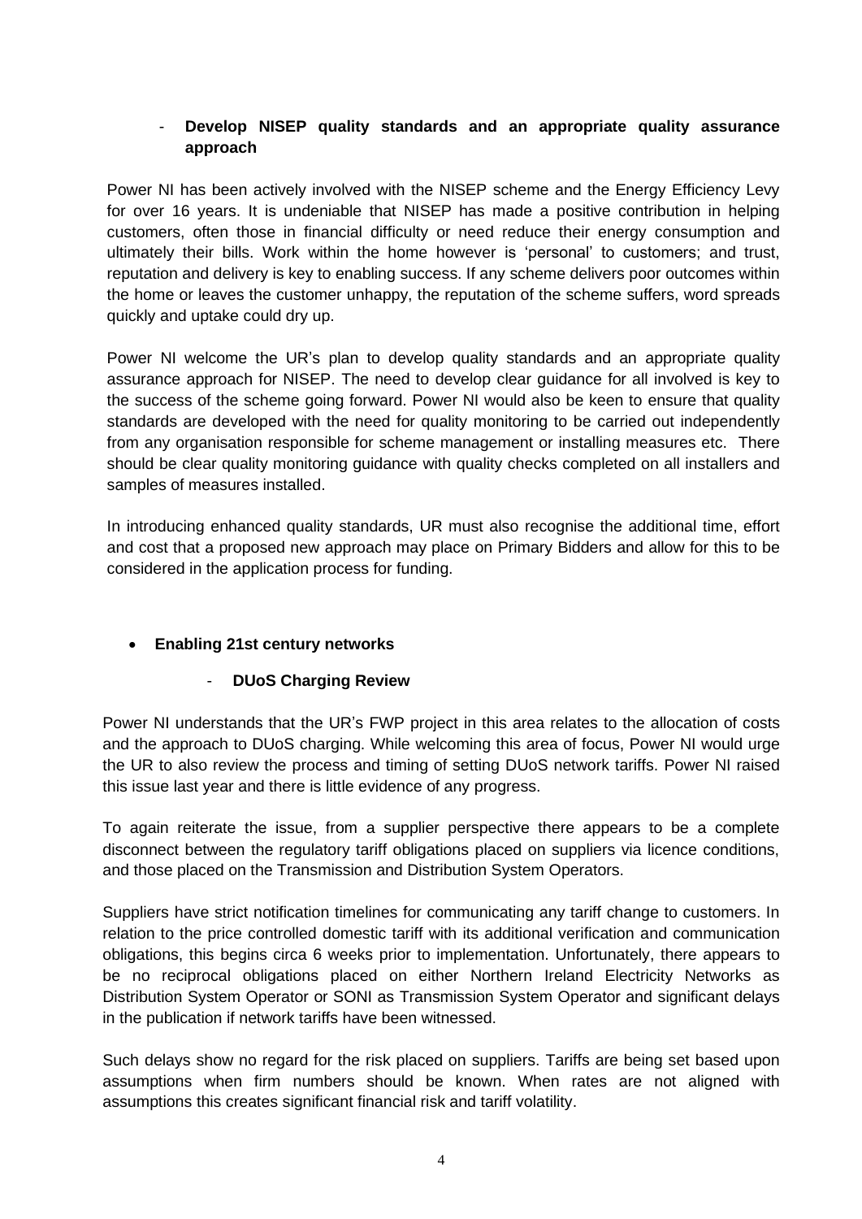- **Develop NISEP quality standards and an appropriate quality assurance approach**

Power NI has been actively involved with the NISEP scheme and the Energy Efficiency Levy for over 16 years. It is undeniable that NISEP has made a positive contribution in helping customers, often those in financial difficulty or need reduce their energy consumption and ultimately their bills. Work within the home however is 'personal' to customers; and trust, reputation and delivery is key to enabling success. If any scheme delivers poor outcomes within the home or leaves the customer unhappy, the reputation of the scheme suffers, word spreads quickly and uptake could dry up.

Power NI welcome the UR's plan to develop quality standards and an appropriate quality assurance approach for NISEP. The need to develop clear guidance for all involved is key to the success of the scheme going forward. Power NI would also be keen to ensure that quality standards are developed with the need for quality monitoring to be carried out independently from any organisation responsible for scheme management or installing measures etc. There should be clear quality monitoring guidance with quality checks completed on all installers and samples of measures installed.

In introducing enhanced quality standards, UR must also recognise the additional time, effort and cost that a proposed new approach may place on Primary Bidders and allow for this to be considered in the application process for funding.

- **Enabling 21st century networks**

  - **DUoS Charging Review**

Power NI understands that the UR's FWP project in this area relates to the allocation of costs and the approach to DUoS charging. While welcoming this area of focus, Power NI would urge the UR to also review the process and timing of setting DUoS network tariffs. Power NI raised this issue last year and there is little evidence of any progress.

To again reiterate the issue, from a supplier perspective there appears to be a complete disconnect between the regulatory tariff obligations placed on suppliers via licence conditions, and those placed on the Transmission and Distribution System Operators.

Suppliers have strict notification timelines for communicating any tariff change to customers. In relation to the price controlled domestic tariff with its additional verification and communication obligations, this begins circa 6 weeks prior to implementation. Unfortunately, there appears to be no reciprocal obligations placed on either Northern Ireland Electricity Networks as Distribution System Operator or SONI as Transmission System Operator and significant delays in the publication if network tariffs have been witnessed.

Such delays show no regard for the risk placed on suppliers. Tariffs are being set based upon assumptions when firm numbers should be known. When rates are not aligned with assumptions this creates significant financial risk and tariff volatility.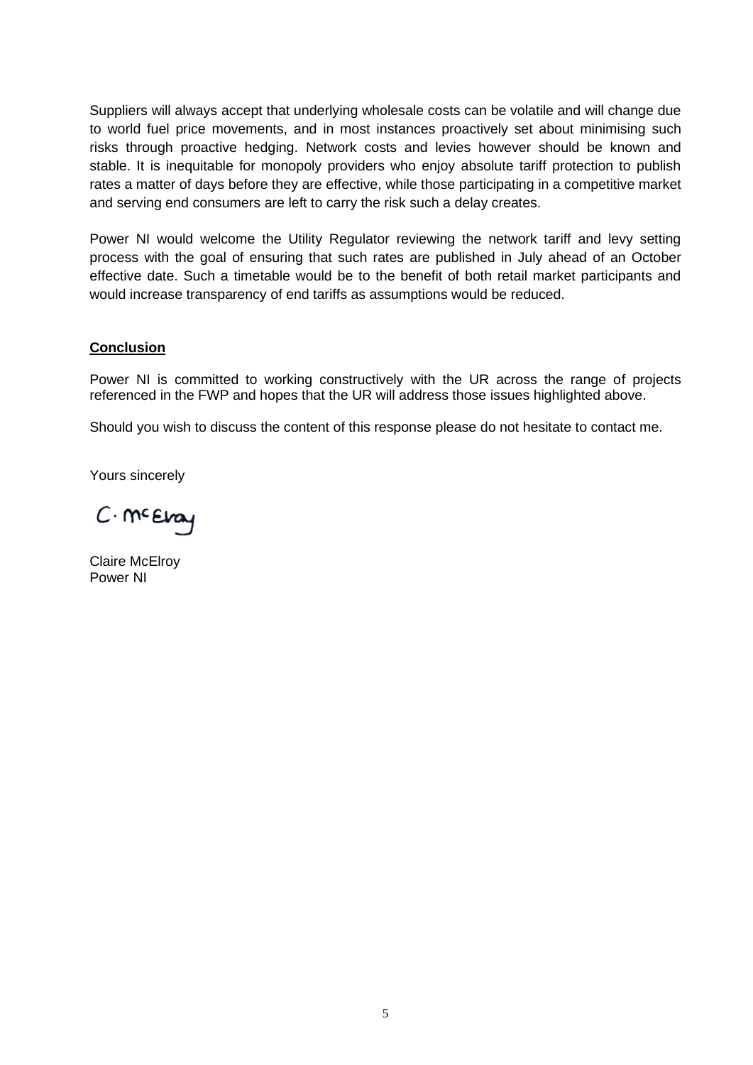Suppliers will always accept that underlying wholesale costs can be volatile and will change due to world fuel price movements, and in most instances proactively set about minimising such risks through proactive hedging. Network costs and levies however should be known and stable. It is inequitable for monopoly providers who enjoy absolute tariff protection to publish rates a matter of days before they are effective, while those participating in a competitive market and serving end consumers are left to carry the risk such a delay creates.

Power NI would welcome the Utility Regulator reviewing the network tariff and levy setting process with the goal of ensuring that such rates are published in July ahead of an October effective date. Such a timetable would be to the benefit of both retail market participants and would increase transparency of end tariffs as assumptions would be reduced.

**Conclusion**

Power NI is committed to working constructively with the UR across the range of projects referenced in the FWP and hopes that the UR will address those issues highlighted above.

Should you wish to discuss the content of this response please do not hesitate to contact me.

Yours sincerely

C. McElroy

Claire McElroy
Power NI